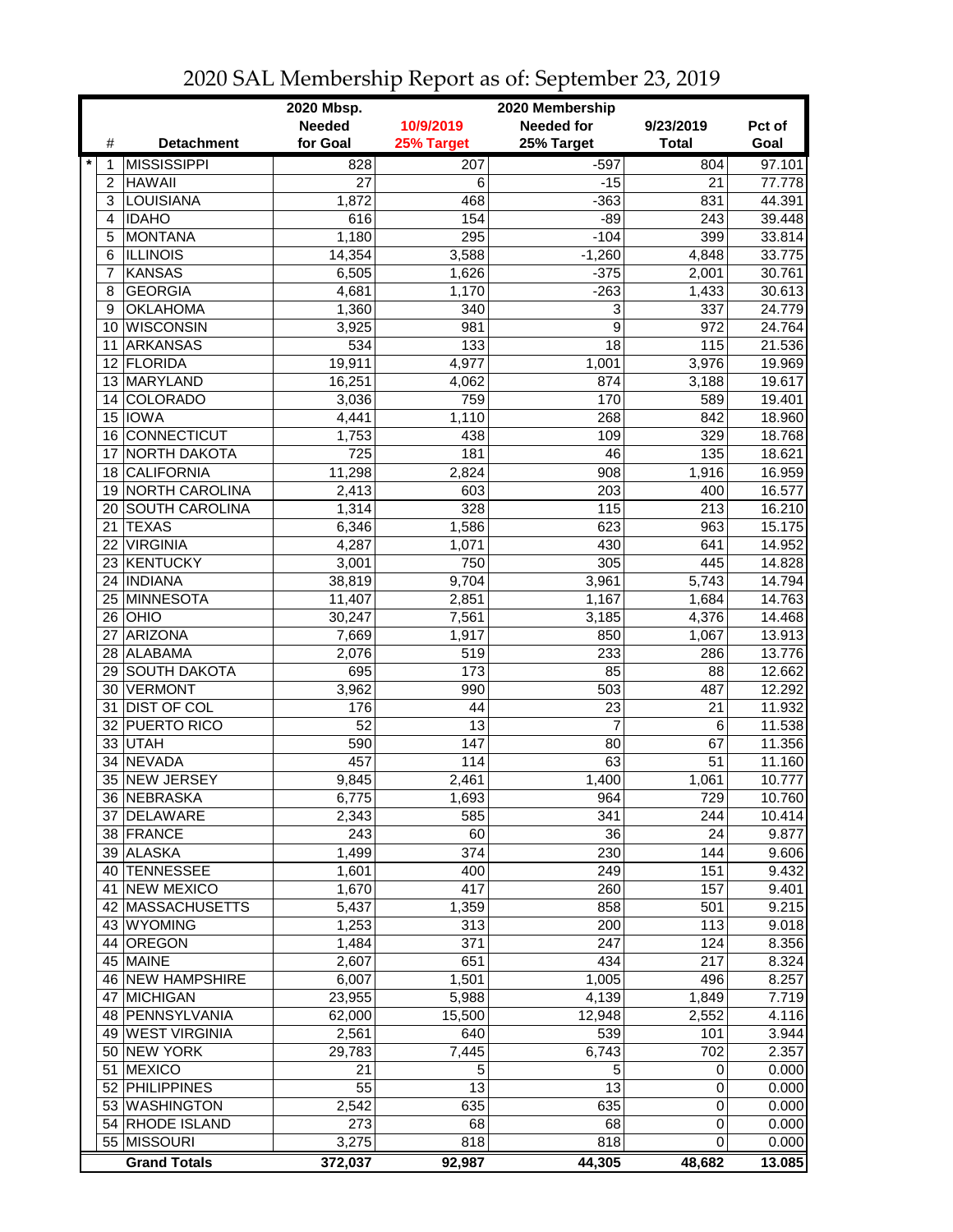# 2020 SAL Membership Report as of: September 23, 2019

| | # | Detachment | 2020 Mbsp. Needed for Goal | 10/9/2019 25% Target | 2020 Membership Needed for 25% Target | 9/23/2019 Total | Pct of Goal |
|---|---|---|---|---|---|---|---|
| * | 1 | MISSISSIPPI | 828 | 207 | -597 | 804 | 97.101 |
| | 2 | HAWAII | 27 | 6 | -15 | 21 | 77.778 |
| | 3 | LOUISIANA | 1,872 | 468 | -363 | 831 | 44.391 |
| | 4 | IDAHO | 616 | 154 | -89 | 243 | 39.448 |
| | 5 | MONTANA | 1,180 | 295 | -104 | 399 | 33.814 |
| | 6 | ILLINOIS | 14,354 | 3,588 | -1,260 | 4,848 | 33.775 |
| | 7 | KANSAS | 6,505 | 1,626 | -375 | 2,001 | 30.761 |
| | 8 | GEORGIA | 4,681 | 1,170 | -263 | 1,433 | 30.613 |
| | 9 | OKLAHOMA | 1,360 | 340 | 3 | 337 | 24.779 |
| | 10 | WISCONSIN | 3,925 | 981 | 9 | 972 | 24.764 |
| | 11 | ARKANSAS | 534 | 133 | 18 | 115 | 21.536 |
| | 12 | FLORIDA | 19,911 | 4,977 | 1,001 | 3,976 | 19.969 |
| | 13 | MARYLAND | 16,251 | 4,062 | 874 | 3,188 | 19.617 |
| | 14 | COLORADO | 3,036 | 759 | 170 | 589 | 19.401 |
| | 15 | IOWA | 4,441 | 1,110 | 268 | 842 | 18.960 |
| | 16 | CONNECTICUT | 1,753 | 438 | 109 | 329 | 18.768 |
| | 17 | NORTH DAKOTA | 725 | 181 | 46 | 135 | 18.621 |
| | 18 | CALIFORNIA | 11,298 | 2,824 | 908 | 1,916 | 16.959 |
| | 19 | NORTH CAROLINA | 2,413 | 603 | 203 | 400 | 16.577 |
| | 20 | SOUTH CAROLINA | 1,314 | 328 | 115 | 213 | 16.210 |
| | 21 | TEXAS | 6,346 | 1,586 | 623 | 963 | 15.175 |
| | 22 | VIRGINIA | 4,287 | 1,071 | 430 | 641 | 14.952 |
| | 23 | KENTUCKY | 3,001 | 750 | 305 | 445 | 14.828 |
| | 24 | INDIANA | 38,819 | 9,704 | 3,961 | 5,743 | 14.794 |
| | 25 | MINNESOTA | 11,407 | 2,851 | 1,167 | 1,684 | 14.763 |
| | 26 | OHIO | 30,247 | 7,561 | 3,185 | 4,376 | 14.468 |
| | 27 | ARIZONA | 7,669 | 1,917 | 850 | 1,067 | 13.913 |
| | 28 | ALABAMA | 2,076 | 519 | 233 | 286 | 13.776 |
| | 29 | SOUTH DAKOTA | 695 | 173 | 85 | 88 | 12.662 |
| | 30 | VERMONT | 3,962 | 990 | 503 | 487 | 12.292 |
| | 31 | DIST OF COL | 176 | 44 | 23 | 21 | 11.932 |
| | 32 | PUERTO RICO | 52 | 13 | 7 | 6 | 11.538 |
| | 33 | UTAH | 590 | 147 | 80 | 67 | 11.356 |
| | 34 | NEVADA | 457 | 114 | 63 | 51 | 11.160 |
| | 35 | NEW JERSEY | 9,845 | 2,461 | 1,400 | 1,061 | 10.777 |
| | 36 | NEBRASKA | 6,775 | 1,693 | 964 | 729 | 10.760 |
| | 37 | DELAWARE | 2,343 | 585 | 341 | 244 | 10.414 |
| | 38 | FRANCE | 243 | 60 | 36 | 24 | 9.877 |
| | 39 | ALASKA | 1,499 | 374 | 230 | 144 | 9.606 |
| | 40 | TENNESSEE | 1,601 | 400 | 249 | 151 | 9.432 |
| | 41 | NEW MEXICO | 1,670 | 417 | 260 | 157 | 9.401 |
| | 42 | MASSACHUSETTS | 5,437 | 1,359 | 858 | 501 | 9.215 |
| | 43 | WYOMING | 1,253 | 313 | 200 | 113 | 9.018 |
| | 44 | OREGON | 1,484 | 371 | 247 | 124 | 8.356 |
| | 45 | MAINE | 2,607 | 651 | 434 | 217 | 8.324 |
| | 46 | NEW HAMPSHIRE | 6,007 | 1,501 | 1,005 | 496 | 8.257 |
| | 47 | MICHIGAN | 23,955 | 5,988 | 4,139 | 1,849 | 7.719 |
| | 48 | PENNSYLVANIA | 62,000 | 15,500 | 12,948 | 2,552 | 4.116 |
| | 49 | WEST VIRGINIA | 2,561 | 640 | 539 | 101 | 3.944 |
| | 50 | NEW YORK | 29,783 | 7,445 | 6,743 | 702 | 2.357 |
| | 51 | MEXICO | 21 | 5 | 5 | 0 | 0.000 |
| | 52 | PHILIPPINES | 55 | 13 | 13 | 0 | 0.000 |
| | 53 | WASHINGTON | 2,542 | 635 | 635 | 0 | 0.000 |
| | 54 | RHODE ISLAND | 273 | 68 | 68 | 0 | 0.000 |
| | 55 | MISSOURI | 3,275 | 818 | 818 | 0 | 0.000 |
| | | **Grand Totals** | **372,037** | **92,987** | **44,305** | **48,682** | **13.085** |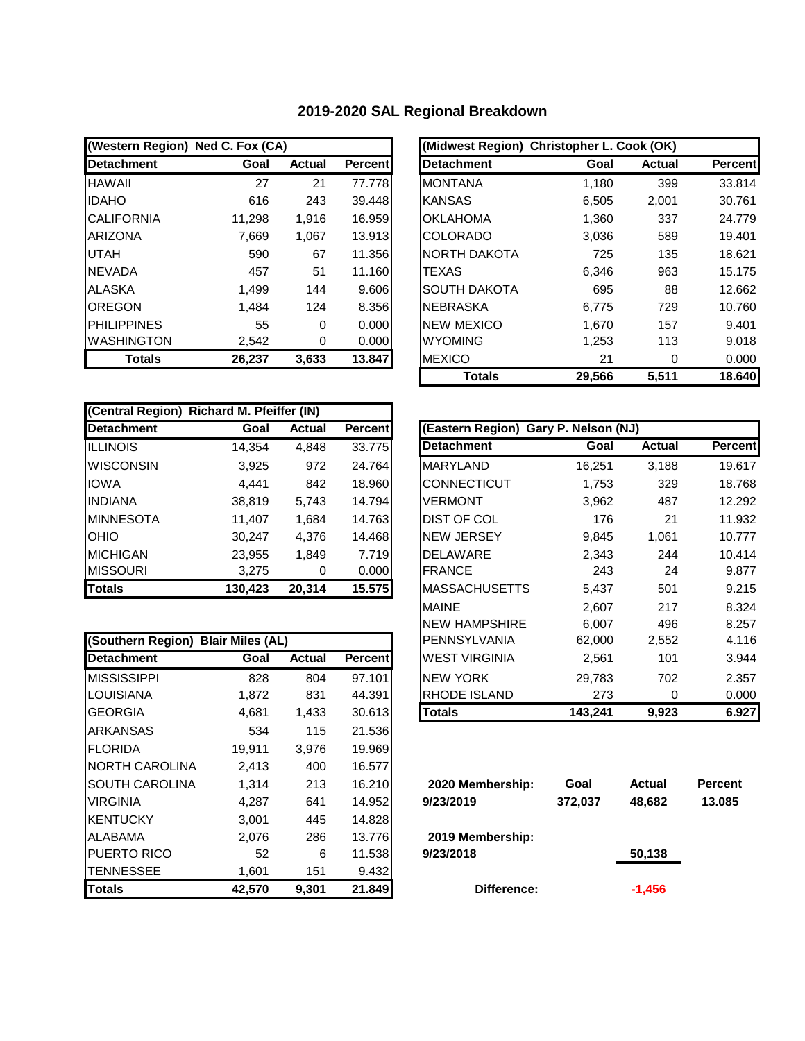# 2019-2020 SAL Regional Breakdown

| (Western Region) Ned C. Fox (CA) | | | |
|---|---|---|---|
| **Detachment** | **Goal** | **Actual** | **Percent** |
| HAWAII | 27 | 21 | 77.778 |
| IDAHO | 616 | 243 | 39.448 |
| CALIFORNIA | 11,298 | 1,916 | 16.959 |
| ARIZONA | 7,669 | 1,067 | 13.913 |
| UTAH | 590 | 67 | 11.356 |
| NEVADA | 457 | 51 | 11.160 |
| ALASKA | 1,499 | 144 | 9.606 |
| OREGON | 1,484 | 124 | 8.356 |
| PHILIPPINES | 55 | 0 | 0.000 |
| WASHINGTON | 2,542 | 0 | 0.000 |
| **Totals** | **26,237** | **3,633** | **13.847** |

| (Midwest Region) Christopher L. Cook (OK) | | | |
|---|---|---|---|
| **Detachment** | **Goal** | **Actual** | **Percent** |
| MONTANA | 1,180 | 399 | 33.814 |
| KANSAS | 6,505 | 2,001 | 30.761 |
| OKLAHOMA | 1,360 | 337 | 24.779 |
| COLORADO | 3,036 | 589 | 19.401 |
| NORTH DAKOTA | 725 | 135 | 18.621 |
| TEXAS | 6,346 | 963 | 15.175 |
| SOUTH DAKOTA | 695 | 88 | 12.662 |
| NEBRASKA | 6,775 | 729 | 10.760 |
| NEW MEXICO | 1,670 | 157 | 9.401 |
| WYOMING | 1,253 | 113 | 9.018 |
| MEXICO | 21 | 0 | 0.000 |
| **Totals** | **29,566** | **5,511** | **18.640** |

| (Central Region) Richard M. Pfeiffer (IN) | | | |
|---|---|---|---|
| **Detachment** | **Goal** | **Actual** | **Percent** |
| ILLINOIS | 14,354 | 4,848 | 33.775 |
| WISCONSIN | 3,925 | 972 | 24.764 |
| IOWA | 4,441 | 842 | 18.960 |
| INDIANA | 38,819 | 5,743 | 14.794 |
| MINNESOTA | 11,407 | 1,684 | 14.763 |
| OHIO | 30,247 | 4,376 | 14.468 |
| MICHIGAN | 23,955 | 1,849 | 7.719 |
| MISSOURI | 3,275 | 0 | 0.000 |
| **Totals** | **130,423** | **20,314** | **15.575** |

| (Eastern Region) Gary P. Nelson (NJ) | | | |
|---|---|---|---|
| **Detachment** | **Goal** | **Actual** | **Percent** |
| MARYLAND | 16,251 | 3,188 | 19.617 |
| CONNECTICUT | 1,753 | 329 | 18.768 |
| VERMONT | 3,962 | 487 | 12.292 |
| DIST OF COL | 176 | 21 | 11.932 |
| NEW JERSEY | 9,845 | 1,061 | 10.777 |
| DELAWARE | 2,343 | 244 | 10.414 |
| FRANCE | 243 | 24 | 9.877 |
| MASSACHUSETTS | 5,437 | 501 | 9.215 |
| MAINE | 2,607 | 217 | 8.324 |
| NEW HAMPSHIRE | 6,007 | 496 | 8.257 |
| PENNSYLVANIA | 62,000 | 2,552 | 4.116 |
| WEST VIRGINIA | 2,561 | 101 | 3.944 |
| NEW YORK | 29,783 | 702 | 2.357 |
| RHODE ISLAND | 273 | 0 | 0.000 |
| **Totals** | **143,241** | **9,923** | **6.927** |

| (Southern Region) Blair Miles (AL) | | | |
|---|---|---|---|
| **Detachment** | **Goal** | **Actual** | **Percent** |
| MISSISSIPPI | 828 | 804 | 97.101 |
| LOUISIANA | 1,872 | 831 | 44.391 |
| GEORGIA | 4,681 | 1,433 | 30.613 |
| ARKANSAS | 534 | 115 | 21.536 |
| FLORIDA | 19,911 | 3,976 | 19.969 |
| NORTH CAROLINA | 2,413 | 400 | 16.577 |
| SOUTH CAROLINA | 1,314 | 213 | 16.210 |
| VIRGINIA | 4,287 | 641 | 14.952 |
| KENTUCKY | 3,001 | 445 | 14.828 |
| ALABAMA | 2,076 | 286 | 13.776 |
| PUERTO RICO | 52 | 6 | 11.538 |
| TENNESSEE | 1,601 | 151 | 9.432 |
| **Totals** | **42,570** | **9,301** | **21.849** |

| | **Goal** | **Actual** | **Percent** |
|---|---|---|---|
| **2020 Membership:** 9/23/2019 | **372,037** | **48,682** | **13.085** |
| **2019 Membership:** 9/23/2018 | | **50,138** | |
| **Difference:** | | **-1,456** | |